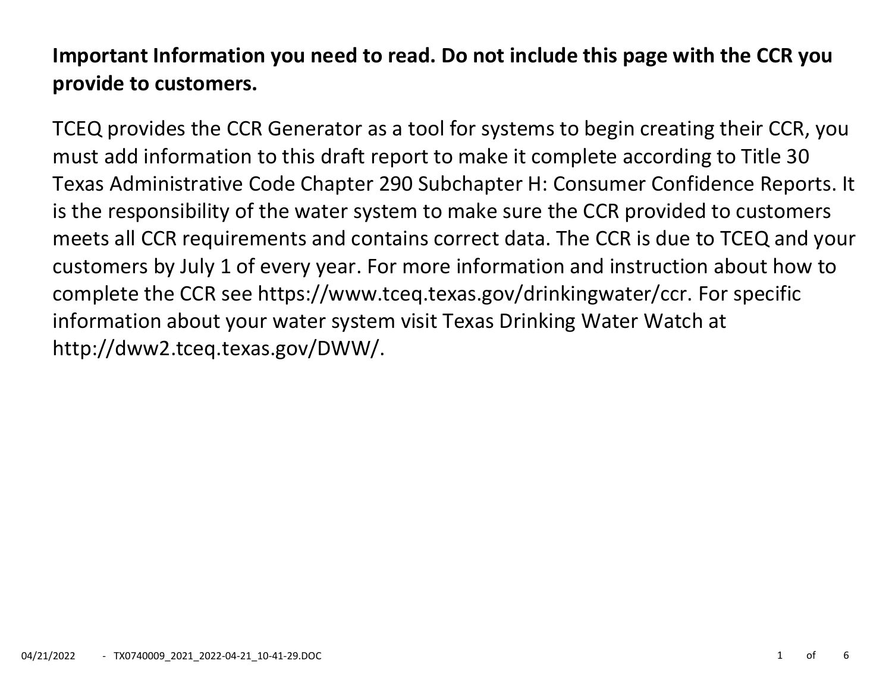**Important Information you need to read. Do not include this page with the CCR you provide to customers.**

TCEQ provides the CCR Generator as a tool for systems to begin creating their CCR, you must add information to this draft report to make it complete according to Title 30 Texas Administrative Code Chapter 290 Subchapter H: Consumer Confidence Reports. It is the responsibility of the water system to make sure the CCR provided to customers meets all CCR requirements and contains correct data. The CCR is due to TCEQ and your customers by July 1 of every year. For more information and instruction about how to complete the CCR see https://www.tceq.texas.gov/drinkingwater/ccr. For specific information about your water system visit Texas Drinking Water Watch at http://dww2.tceq.texas.gov/DWW/.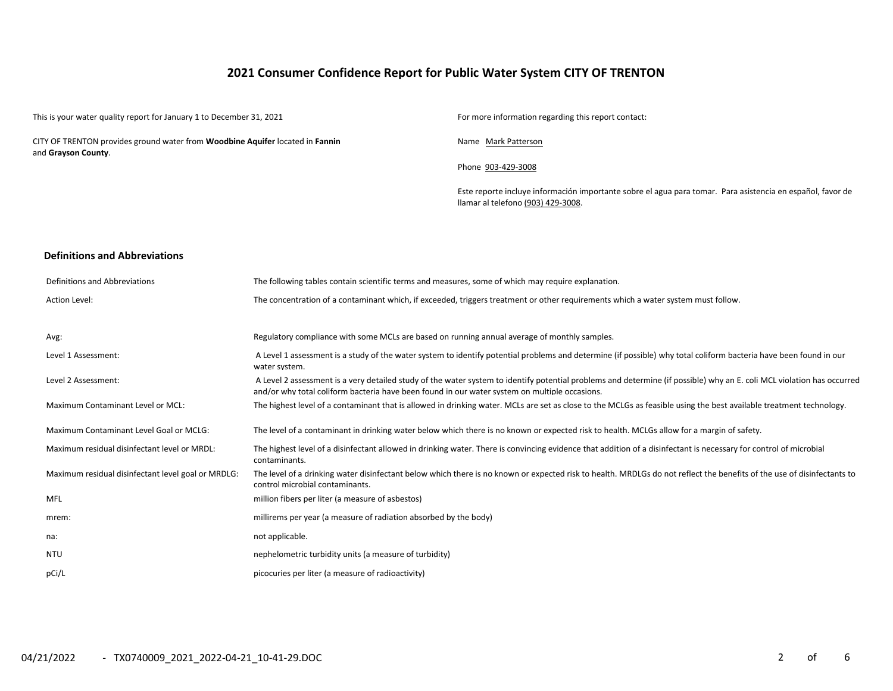# 2021 Consumer Confidence Report for Public Water System CITY OF TRENTON

This is your water quality report for January 1 to December 31, 2021

CITY OF TRENTON provides ground water from **Woodbine Aquifer** located in **Fannin** and **Grayson County**.

For more information regarding this report contact:

Name Mark Patterson

Phone 903-429-3008

Este reporte incluye información importante sobre el agua para tomar. Para asistencia en español, favor de llamar al telefono (903) 429-3008.

## Definitions and Abbreviations

| Term | Definition |
|---|---|
| Definitions and Abbreviations | The following tables contain scientific terms and measures, some of which may require explanation. |
| Action Level: | The concentration of a contaminant which, if exceeded, triggers treatment or other requirements which a water system must follow. |
| Avg: | Regulatory compliance with some MCLs are based on running annual average of monthly samples. |
| Level 1 Assessment: | A Level 1 assessment is a study of the water system to identify potential problems and determine (if possible) why total coliform bacteria have been found in our water system. |
| Level 2 Assessment: | A Level 2 assessment is a very detailed study of the water system to identify potential problems and determine (if possible) why an E. coli MCL violation has occurred and/or why total coliform bacteria have been found in our water system on multiple occasions. |
| Maximum Contaminant Level or MCL: | The highest level of a contaminant that is allowed in drinking water. MCLs are set as close to the MCLGs as feasible using the best available treatment technology. |
| Maximum Contaminant Level Goal or MCLG: | The level of a contaminant in drinking water below which there is no known or expected risk to health. MCLGs allow for a margin of safety. |
| Maximum residual disinfectant level or MRDL: | The highest level of a disinfectant allowed in drinking water. There is convincing evidence that addition of a disinfectant is necessary for control of microbial contaminants. |
| Maximum residual disinfectant level goal or MRDLG: | The level of a drinking water disinfectant below which there is no known or expected risk to health. MRDLGs do not reflect the benefits of the use of disinfectants to control microbial contaminants. |
| MFL | million fibers per liter (a measure of asbestos) |
| mrem: | millirems per year (a measure of radiation absorbed by the body) |
| na: | not applicable. |
| NTU | nephelometric turbidity units (a measure of turbidity) |
| pCi/L | picocuries per liter (a measure of radioactivity) |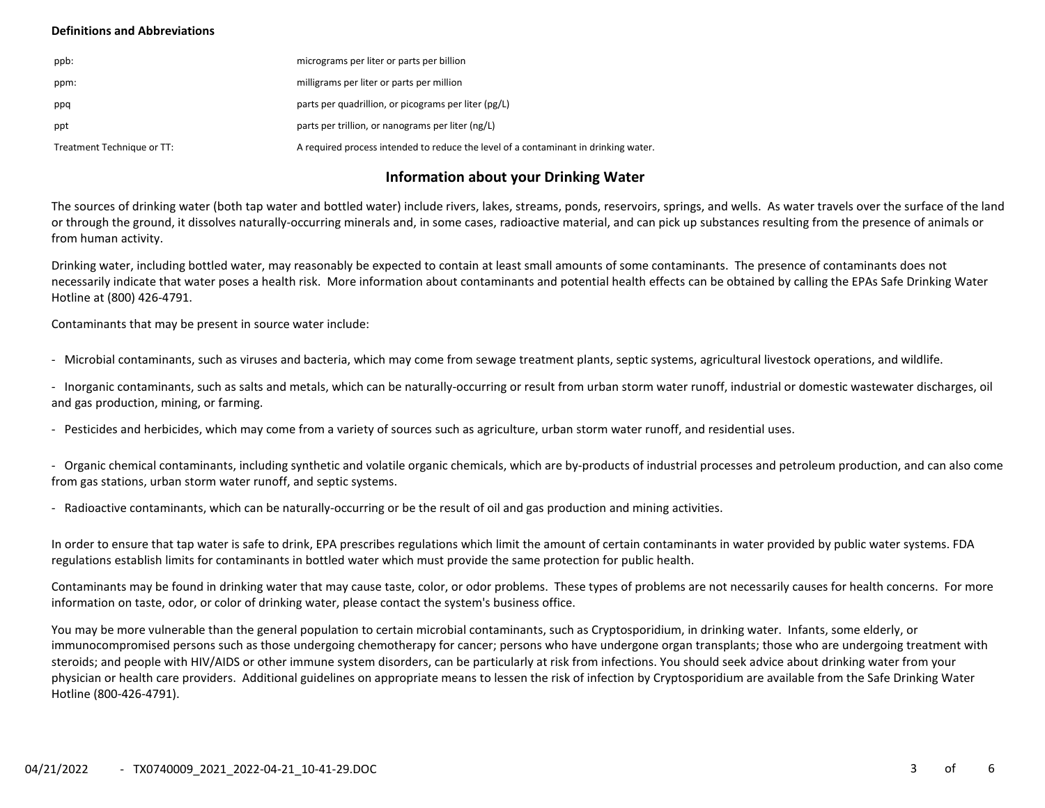**Definitions and Abbreviations**

| | |
|---|---|
| ppb: | micrograms per liter or parts per billion |
| ppm: | milligrams per liter or parts per million |
| ppq | parts per quadrillion, or picograms per liter (pg/L) |
| ppt | parts per trillion, or nanograms per liter (ng/L) |
| Treatment Technique or TT: | A required process intended to reduce the level of a contaminant in drinking water. |

## Information about your Drinking Water

The sources of drinking water (both tap water and bottled water) include rivers, lakes, streams, ponds, reservoirs, springs, and wells. As water travels over the surface of the land or through the ground, it dissolves naturally-occurring minerals and, in some cases, radioactive material, and can pick up substances resulting from the presence of animals or from human activity.

Drinking water, including bottled water, may reasonably be expected to contain at least small amounts of some contaminants. The presence of contaminants does not necessarily indicate that water poses a health risk. More information about contaminants and potential health effects can be obtained by calling the EPAs Safe Drinking Water Hotline at (800) 426-4791.

Contaminants that may be present in source water include:

- Microbial contaminants, such as viruses and bacteria, which may come from sewage treatment plants, septic systems, agricultural livestock operations, and wildlife.

- Inorganic contaminants, such as salts and metals, which can be naturally-occurring or result from urban storm water runoff, industrial or domestic wastewater discharges, oil and gas production, mining, or farming.

- Pesticides and herbicides, which may come from a variety of sources such as agriculture, urban storm water runoff, and residential uses.

- Organic chemical contaminants, including synthetic and volatile organic chemicals, which are by-products of industrial processes and petroleum production, and can also come from gas stations, urban storm water runoff, and septic systems.

- Radioactive contaminants, which can be naturally-occurring or be the result of oil and gas production and mining activities.

In order to ensure that tap water is safe to drink, EPA prescribes regulations which limit the amount of certain contaminants in water provided by public water systems. FDA regulations establish limits for contaminants in bottled water which must provide the same protection for public health.

Contaminants may be found in drinking water that may cause taste, color, or odor problems. These types of problems are not necessarily causes for health concerns. For more information on taste, odor, or color of drinking water, please contact the system's business office.

You may be more vulnerable than the general population to certain microbial contaminants, such as Cryptosporidium, in drinking water. Infants, some elderly, or immunocompromised persons such as those undergoing chemotherapy for cancer; persons who have undergone organ transplants; those who are undergoing treatment with steroids; and people with HIV/AIDS or other immune system disorders, can be particularly at risk from infections. You should seek advice about drinking water from your physician or health care providers. Additional guidelines on appropriate means to lessen the risk of infection by Cryptosporidium are available from the Safe Drinking Water Hotline (800-426-4791).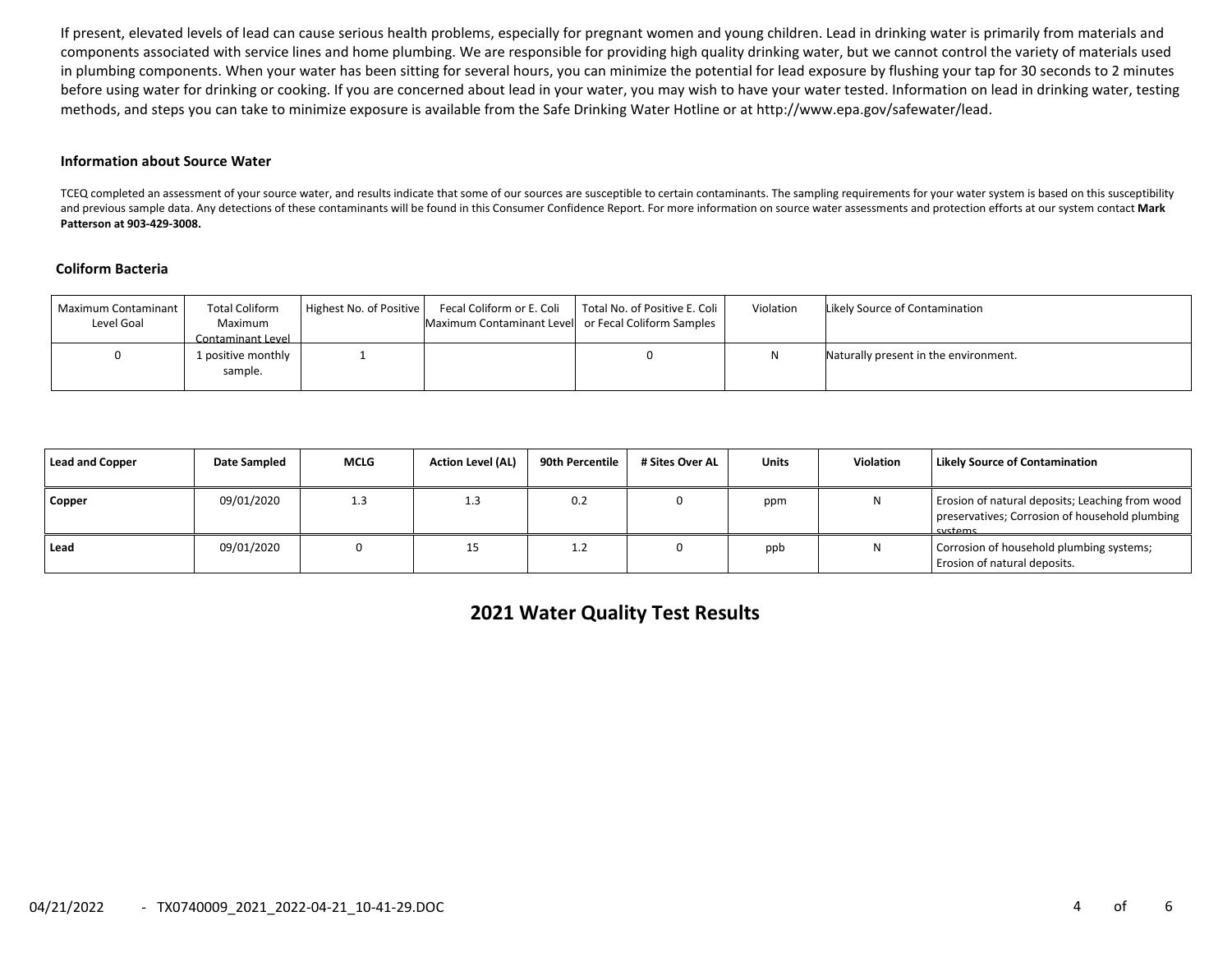If present, elevated levels of lead can cause serious health problems, especially for pregnant women and young children. Lead in drinking water is primarily from materials and components associated with service lines and home plumbing. We are responsible for providing high quality drinking water, but we cannot control the variety of materials used in plumbing components. When your water has been sitting for several hours, you can minimize the potential for lead exposure by flushing your tap for 30 seconds to 2 minutes before using water for drinking or cooking. If you are concerned about lead in your water, you may wish to have your water tested. Information on lead in drinking water, testing methods, and steps you can take to minimize exposure is available from the Safe Drinking Water Hotline or at http://www.epa.gov/safewater/lead.

#### Information about Source Water

TCEQ completed an assessment of your source water, and results indicate that some of our sources are susceptible to certain contaminants. The sampling requirements for your water system is based on this susceptibility and previous sample data. Any detections of these contaminants will be found in this Consumer Confidence Report. For more information on source water assessments and protection efforts at our system contact **Mark Patterson at 903-429-3008.**

#### Coliform Bacteria

| Maximum Contaminant Level Goal | Total Coliform Maximum Contaminant Level | Highest No. of Positive | Fecal Coliform or E. Coli Maximum Contaminant Level | Total No. of Positive E. Coli or Fecal Coliform Samples | Violation | Likely Source of Contamination |
|---|---|---|---|---|---|---|
| 0 | 1 positive monthly sample. | 1 | | 0 | N | Naturally present in the environment. |

| Lead and Copper | Date Sampled | MCLG | Action Level (AL) | 90th Percentile | # Sites Over AL | Units | Violation | Likely Source of Contamination |
|---|---|---|---|---|---|---|---|---|
| **Copper** | 09/01/2020 | 1.3 | 1.3 | 0.2 | 0 | ppm | N | Erosion of natural deposits; Leaching from wood preservatives; Corrosion of household plumbing systems. |
| **Lead** | 09/01/2020 | 0 | 15 | 1.2 | 0 | ppb | N | Corrosion of household plumbing systems; Erosion of natural deposits. |

## 2021 Water Quality Test Results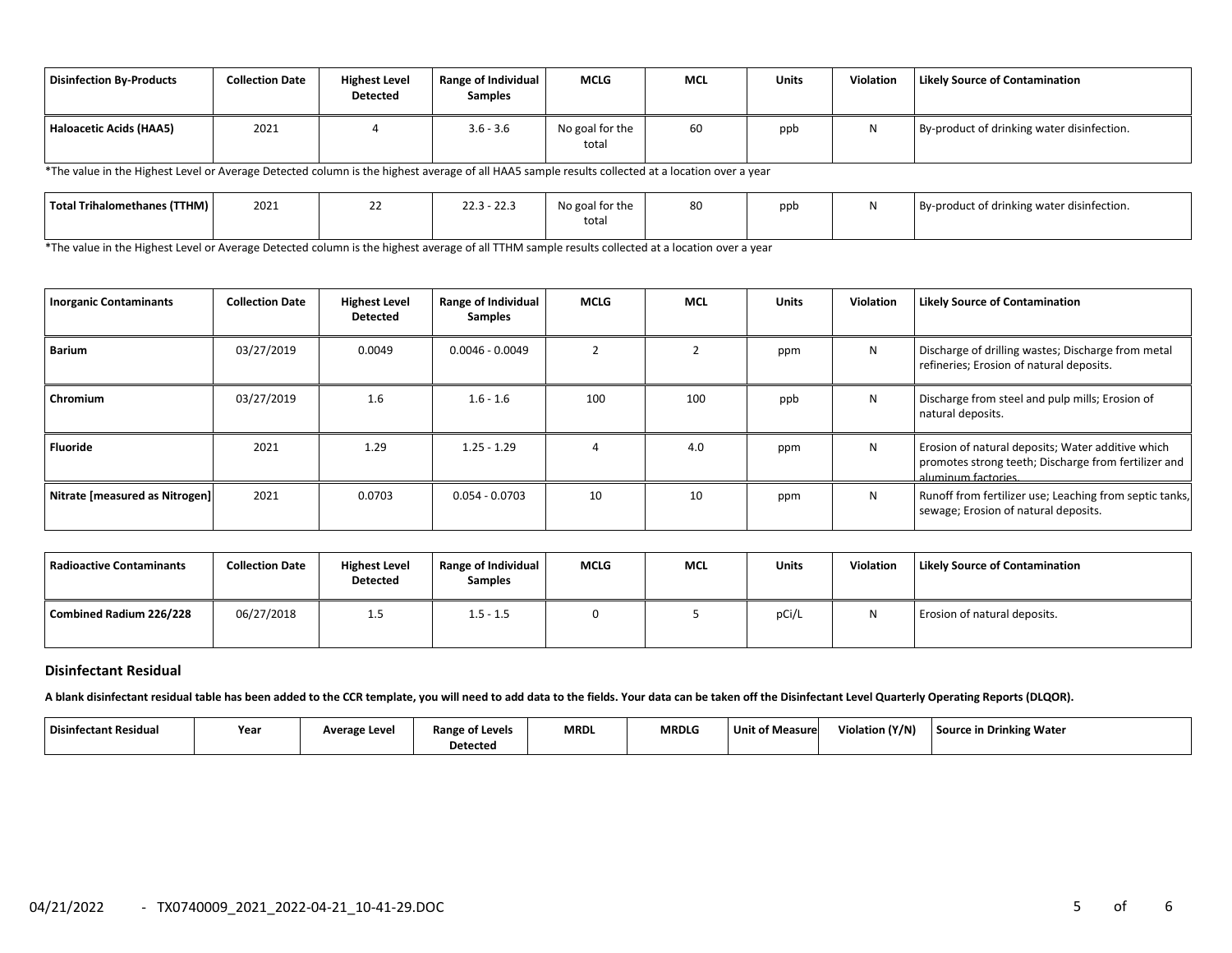| Disinfection By-Products | Collection Date | Highest Level Detected | Range of Individual Samples | MCLG | MCL | Units | Violation | Likely Source of Contamination |
|---|---|---|---|---|---|---|---|---|
| Haloacetic Acids (HAA5) | 2021 | 4 | 3.6 - 3.6 | No goal for the total | 60 | ppb | N | By-product of drinking water disinfection. |

*The value in the Highest Level or Average Detected column is the highest average of all HAA5 sample results collected at a location over a year

| Disinfection By-Products | Collection Date | Highest Level Detected | Range of Individual Samples | MCLG | MCL | Units | Violation | Likely Source of Contamination |
|---|---|---|---|---|---|---|---|---|
| Total Trihalomethanes (TTHM) | 2021 | 22 | 22.3 - 22.3 | No goal for the total | 80 | ppb | N | By-product of drinking water disinfection. |

*The value in the Highest Level or Average Detected column is the highest average of all TTHM sample results collected at a location over a year

| Inorganic Contaminants | Collection Date | Highest Level Detected | Range of Individual Samples | MCLG | MCL | Units | Violation | Likely Source of Contamination |
|---|---|---|---|---|---|---|---|---|
| Barium | 03/27/2019 | 0.0049 | 0.0046 - 0.0049 | 2 | 2 | ppm | N | Discharge of drilling wastes; Discharge from metal refineries; Erosion of natural deposits. |
| Chromium | 03/27/2019 | 1.6 | 1.6 - 1.6 | 100 | 100 | ppb | N | Discharge from steel and pulp mills; Erosion of natural deposits. |
| Fluoride | 2021 | 1.29 | 1.25 - 1.29 | 4 | 4.0 | ppm | N | Erosion of natural deposits; Water additive which promotes strong teeth; Discharge from fertilizer and aluminum factories. |
| Nitrate [measured as Nitrogen] | 2021 | 0.0703 | 0.054 - 0.0703 | 10 | 10 | ppm | N | Runoff from fertilizer use; Leaching from septic tanks, sewage; Erosion of natural deposits. |

| Radioactive Contaminants | Collection Date | Highest Level Detected | Range of Individual Samples | MCLG | MCL | Units | Violation | Likely Source of Contamination |
|---|---|---|---|---|---|---|---|---|
| Combined Radium 226/228 | 06/27/2018 | 1.5 | 1.5 - 1.5 | 0 | 5 | pCi/L | N | Erosion of natural deposits. |

### Disinfectant Residual

**A blank disinfectant residual table has been added to the CCR template, you will need to add data to the fields. Your data can be taken off the Disinfectant Level Quarterly Operating Reports (DLQOR).**

| Disinfectant Residual | Year | Average Level | Range of Levels Detected | MRDL | MRDLG | Unit of Measure | Violation (Y/N) | Source in Drinking Water |
|---|---|---|---|---|---|---|---|---|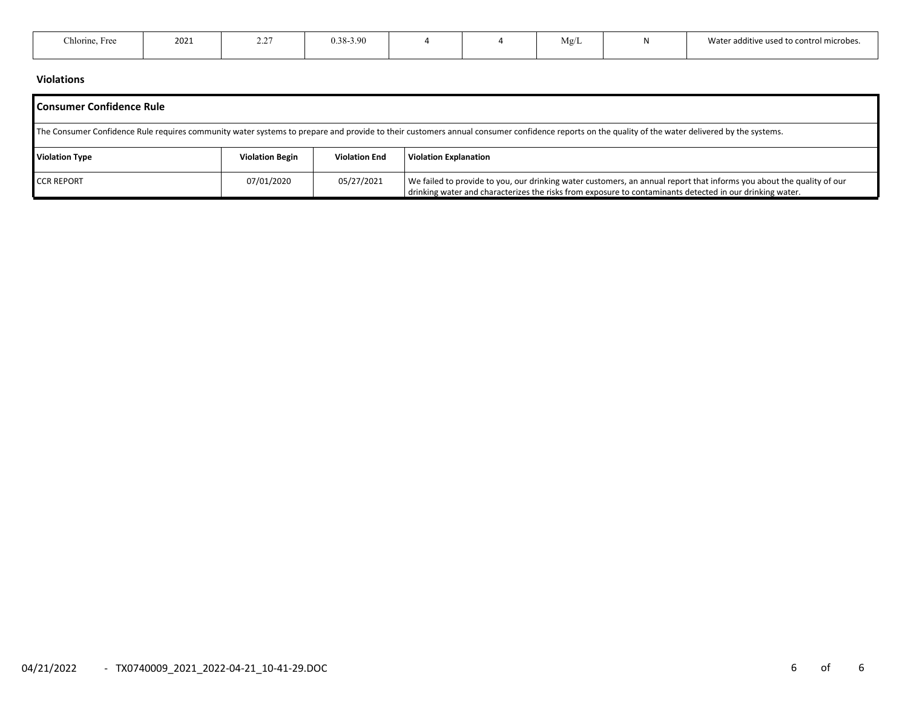| | | | | | | | | |
|---|---|---|---|---|---|---|---|---|
| Chlorine, Free | 2021 | 2.27 | 0.38-3.90 | 4 | 4 | Mg/L | N | Water additive used to control microbes. |

**Violations**

| Consumer Confidence Rule | | | |
|---|---|---|---|
| The Consumer Confidence Rule requires community water systems to prepare and provide to their customers annual consumer confidence reports on the quality of the water delivered by the systems. | | | |
| **Violation Type** | **Violation Begin** | **Violation End** | **Violation Explanation** |
| CCR REPORT | 07/01/2020 | 05/27/2021 | We failed to provide to you, our drinking water customers, an annual report that informs you about the quality of our drinking water and characterizes the risks from exposure to contaminants detected in our drinking water. |